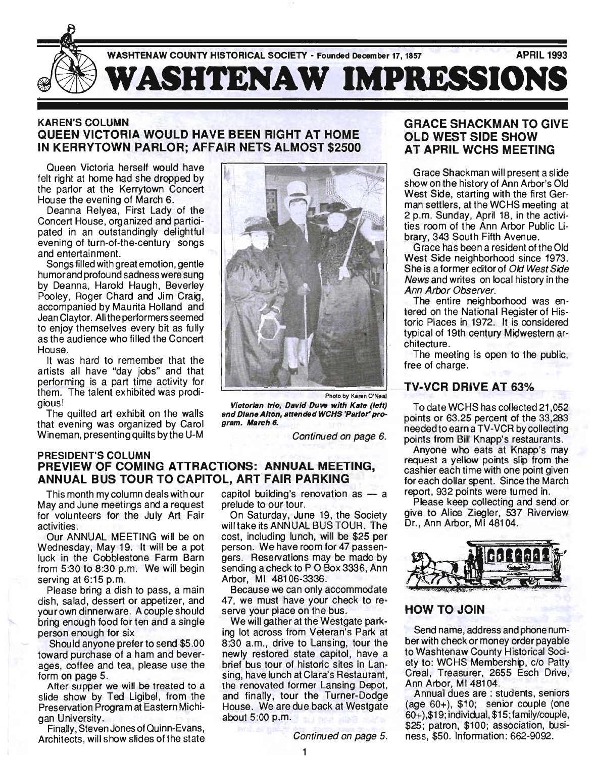# WASHTENAW IMPRESSIONS

WASHTENAW COUNTY HISTORICAL SOCIETY - Founded December 17, 1857 — APRIL 1993

## KAREN'S COLUMN
## QUEEN VICTORIA WOULD HAVE BEEN RIGHT AT HOME IN KERRYTOWN PARLOR; AFFAIR NETS ALMOST $2500

Queen Victoria herself would have felt right at home had she dropped by the parlor at the Kerrytown Concert House the evening of March 6.

Deanna Relyea, First Lady of the Concert House, organized and participated in an outstandingly delightful evening of turn-of-the-century songs and entertainment.

Songs filled with great emotion, gentle humor and profound sadness were sung by Deanna, Harold Haugh, Beverley Pooley, Roger Chard and Jim Craig, accompanied by Maurita Holland and Jean Claytor. All the performers seemed to enjoy themselves every bit as fully as the audience who filled the Concert House.

It was hard to remember that the artists all have "day jobs" and that performing is a part time activity for them. The talent exhibited was prodigious!

The quilted art exhibit on the walls that evening was organized by Carol Wineman, presenting quilts by the U-M

Photo by Karen O'Neal

*Victorian trio, David Duve with Kate (left) and Diane Alton, attended WCHS 'Parlor' program. March 6.*

*Continued on page 6.*

## PRESIDENT'S COLUMN
## PREVIEW OF COMING ATTRACTIONS: ANNUAL MEETING, ANNUAL BUS TOUR TO CAPITOL, ART FAIR PARKING

This month my column deals with our May and June meetings and a request for volunteers for the July Art Fair activities.

Our ANNUAL MEETING will be on Wednesday, May 19. It will be a pot luck in the Cobblestone Farm Barn from 5:30 to 8:30 p.m. We will begin serving at 6:15 p.m.

Please bring a dish to pass, a main dish, salad, dessert or appetizer, and your own dinnerware. A couple should bring enough food for ten and a single person enough for six

Should anyone prefer to send $5.00 toward purchase of a ham and beverages, coffee and tea, please use the form on page 5.

After supper we will be treated to a slide show by Ted Ligibel, from the Preservation Program at Eastern Michigan University.

Finally, Steven Jones of Quinn-Evans, Architects, will show slides of the state capitol building's renovation as — a prelude to our tour.

On Saturday, June 19, the Society will take its ANNUAL BUS TOUR. The cost, including lunch, will be $25 per person. We have room for 47 passengers. Reservations may be made by sending a check to P O Box 3336, Ann Arbor, MI 48106-3336.

Because we can only accommodate 47, we must have your check to reserve your place on the bus.

We will gather at the Westgate parking lot across from Veteran's Park at 8:30 a.m., drive to Lansing, tour the newly restored state capitol, have a brief bus tour of historic sites in Lansing, have lunch at Clara's Restaurant, the renovated former Lansing Depot, and finally, tour the Turner-Dodge House. We are due back at Westgate about 5:00 p.m.

*Continued on page 5.*

## GRACE SHACKMAN TO GIVE OLD WEST SIDE SHOW AT APRIL WCHS MEETING

Grace Shackman will present a slide show on the history of Ann Arbor's Old West Side, starting with the first German settlers, at the WCHS meeting at 2 p.m. Sunday, April 18, in the activities room of the Ann Arbor Public Library, 343 South Fifth Avenue.

Grace has been a resident of the Old West Side neighborhood since 1973. She is a former editor of *Old West Side News* and writes on local history in the *Ann Arbor Observer*.

The entire neighborhood was entered on the National Register of Historic Places in 1972. It is considered typical of 19th century Midwestern architecture.

The meeting is open to the public, free of charge.

## TV-VCR DRIVE AT 63%

To date WCHS has collected 21,052 points or 63.25 percent of the 33,283 needed to earn a TV-VCR by collecting points from Bill Knapp's restaurants.

Anyone who eats at Knapp's may request a yellow points slip from the cashier each time with one point given for each dollar spent. Since the March report, 932 points were turned in.

Please keep collecting and send or give to Alice Ziegler, 537 Riverview Dr., Ann Arbor, MI 48104.

## HOW TO JOIN

Send name, address and phone number with check or money order payable to Washtenaw County Historical Society to: WCHS Membership, c/o Patty Creal, Treasurer, 2655 Esch Drive, Ann Arbor, MI 48104.

Annual dues are : students, seniors (age 60+), $10; senior couple (one 60+), $19; individual, $15; family/couple, $25; patron, $100; association, business, $50. Information: 662-9092.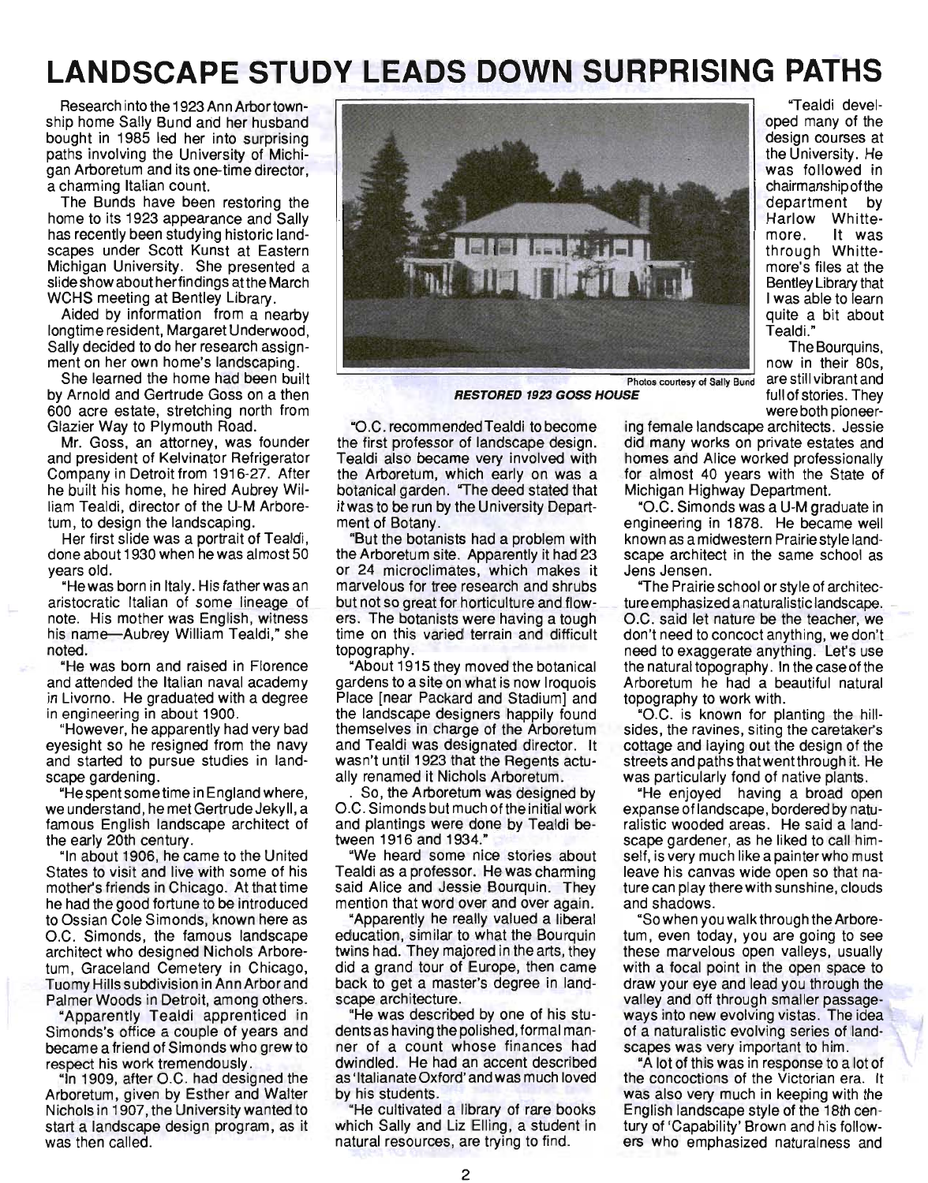# LANDSCAPE STUDY LEADS DOWN SURPRISING PATHS

Research into the 1923 Ann Arbor township home Sally Bund and her husband bought in 1985 led her into surprising paths involving the University of Michigan Arboretum and its one-time director, a charming Italian count.

The Bunds have been restoring the home to its 1923 appearance and Sally has recently been studying historic landscapes under Scott Kunst at Eastern Michigan University. She presented a slide show about her findings at the March WCHS meeting at Bentley Library.

Aided by information from a nearby longtime resident, Margaret Underwood, Sally decided to do her research assignment on her own home's landscaping.

She learned the home had been built by Arnold and Gertrude Goss on a then 600 acre estate, stretching north from Glazier Way to Plymouth Road.

Mr. Goss, an attorney, was founder and president of Kelvinator Refrigerator Company in Detroit from 1916-27. After he built his home, he hired Aubrey William Tealdi, director of the U-M Arboretum, to design the landscaping.

Her first slide was a portrait of Tealdi, done about 1930 when he was almost 50 years old.

"He was born in Italy. His father was an aristocratic Italian of some lineage of note. His mother was English, witness his name—Aubrey William Tealdi," she noted.

"He was born and raised in Florence and attended the Italian naval academy in Livorno. He graduated with a degree in engineering in about 1900.

"However, he apparently had very bad eyesight so he resigned from the navy and started to pursue studies in landscape gardening.

"He spent some time in England where, we understand, he met Gertrude Jekyll, a famous English landscape architect of the early 20th century.

"In about 1906, he came to the United States to visit and live with some of his mother's friends in Chicago. At that time he had the good fortune to be introduced to Ossian Cole Simonds, known here as O.C. Simonds, the famous landscape architect who designed Nichols Arboretum, Graceland Cemetery in Chicago, Tuomy Hills subdivision in Ann Arbor and Palmer Woods in Detroit, among others.

"Apparently Tealdi apprenticed in Simonds's office a couple of years and became a friend of Simonds who grew to respect his work tremendously.

"In 1909, after O.C. had designed the Arboretum, given by Esther and Walter Nichols in 1907, the University wanted to start a landscape design program, as it was then called.

Photos courtesy of Sally Bund

***RESTORED 1923 GOSS HOUSE***

"O.C. recommended Tealdi to become the first professor of landscape design. Tealdi also became very involved with the Arboretum, which early on was a botanical garden. 'The deed stated that it was to be run by the University Department of Botany.

"But the botanists had a problem with the Arboretum site. Apparently it had 23 or 24 microclimates, which makes it marvelous for tree research and shrubs but not so great for horticulture and flowers. The botanists were having a tough time on this varied terrain and difficult topography.

"About 1915 they moved the botanical gardens to a site on what is now Iroquois Place [near Packard and Stadium] and the landscape designers happily found themselves in charge of the Arboretum and Tealdi was designated director. It wasn't until 1923 that the Regents actually renamed it Nichols Arboretum.

. So, the Arboretum was designed by O.C. Simonds but much of the initial work and plantings were done by Tealdi between 1916 and 1934."

"We heard some nice stories about Tealdi as a professor. He was charming said Alice and Jessie Bourquin. They mention that word over and over again.

"Apparently he really valued a liberal education, similar to what the Bourquin twins had. They majored in the arts, they did a grand tour of Europe, then came back to get a master's degree in landscape architecture.

"He was described by one of his students as having the polished, formal manner of a count whose finances had dwindled. He had an accent described as 'Italianate Oxford' and was much loved by his students.

"He cultivated a library of rare books which Sally and Liz Elling, a student in natural resources, are trying to find.

"Tealdi developed many of the design courses at the University. He was followed in chairmanship of the department by Harlow Whittemore. It was through Whittemore's files at the Bentley Library that I was able to learn quite a bit about Tealdi."

The Bourquins, now in their 80s, are still vibrant and full of stories. They were both pioneering female landscape architects. Jessie did many works on private estates and homes and Alice worked professionally for almost 40 years with the State of Michigan Highway Department.

"O.C. Simonds was a U-M graduate in engineering in 1878. He became well known as a midwestern Prairie style landscape architect in the same school as Jens Jensen.

"The Prairie school or style of architecture emphasized a naturalistic landscape. O.C. said let nature be the teacher, we don't need to concoct anything, we don't need to exaggerate anything. Let's use the natural topography. In the case of the Arboretum he had a beautiful natural topography to work with.

"O.C. is known for planting the hillsides, the ravines, siting the caretaker's cottage and laying out the design of the streets and paths that went through it. He was particularly fond of native plants.

"He enjoyed having a broad open expanse of landscape, bordered by naturalistic wooded areas. He said a landscape gardener, as he liked to call himself, is very much like a painter who must leave his canvas wide open so that nature can play there with sunshine, clouds and shadows.

"So when you walk through the Arboretum, even today, you are going to see these marvelous open valleys, usually with a focal point in the open space to draw your eye and lead you through the valley and off through smaller passageways into new evolving vistas. The idea of a naturalistic evolving series of landscapes was very important to him.

"A lot of this was in response to a lot of the concoctions of the Victorian era. It was also very much in keeping with the English landscape style of the 18th century of 'Capability' Brown and his followers who emphasized naturalness and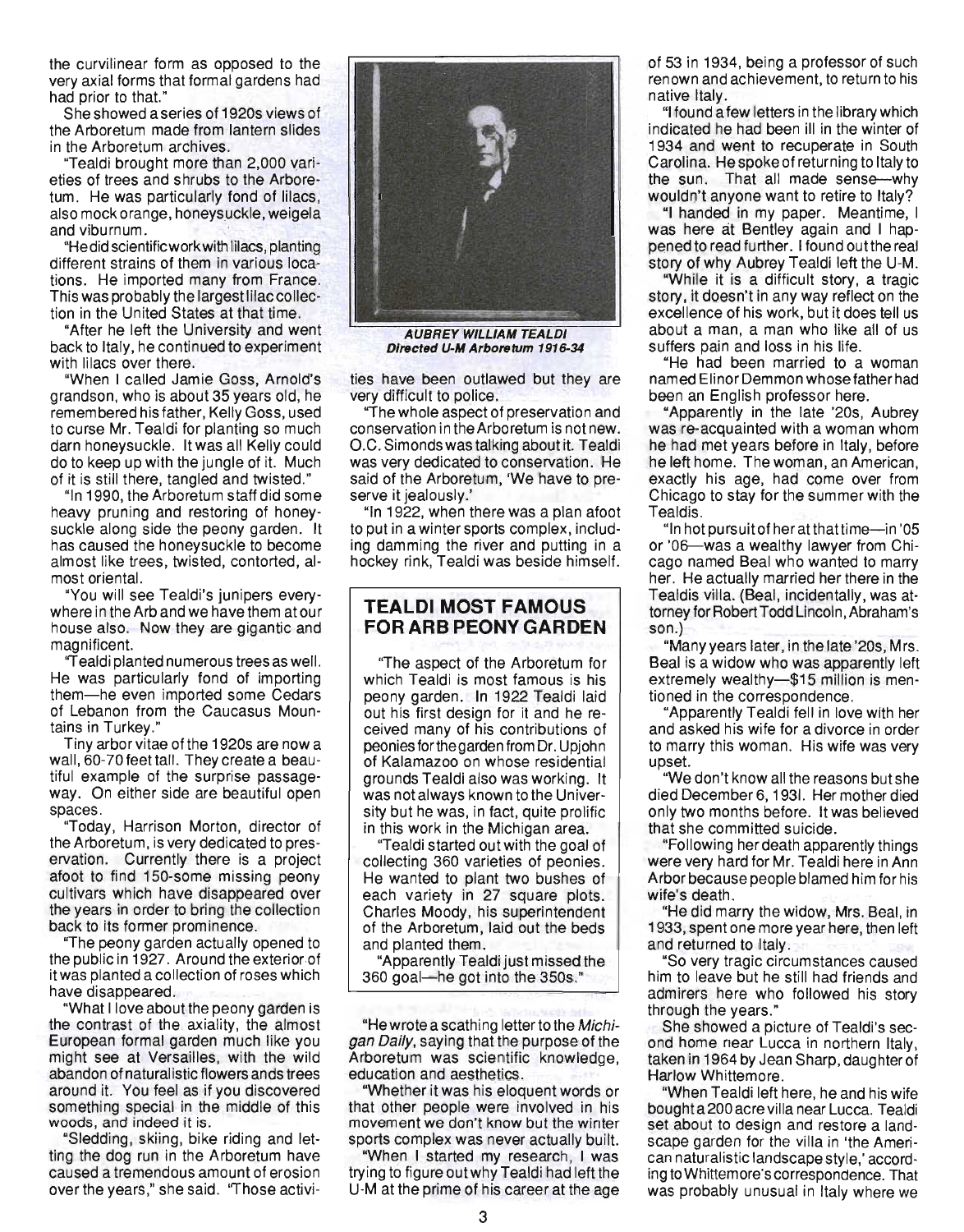the curvilinear form as opposed to the very axial forms that formal gardens had had prior to that."

She showed a series of 1920s views of the Arboretum made from lantern slides in the Arboretum archives.

"Tealdi brought more than 2,000 varieties of trees and shrubs to the Arboretum. He was particularly fond of lilacs, also mock orange, honeysuckle, weigela and viburnum.

"He did scientific work with lilacs, planting different strains of them in various locations. He imported many from France. This was probably the largest lilac collection in the United States at that time.

"After he left the University and went back to Italy, he continued to experiment with lilacs over there.

"When I called Jamie Goss, Arnold's grandson, who is about 35 years old, he remembered his father, Kelly Goss, used to curse Mr. Tealdi for planting so much darn honeysuckle. It was all Kelly could do to keep up with the jungle of it. Much of it is still there, tangled and twisted."

"In 1990, the Arboretum staff did some heavy pruning and restoring of honeysuckle along side the peony garden. It has caused the honeysuckle to become almost like trees, twisted, contorted, almost oriental.

"You will see Tealdi's junipers everywhere in the Arb and we have them at our house also. Now they are gigantic and magnificent.

"Tealdi planted numerous trees as well. He was particularly fond of importing them—he even imported some Cedars of Lebanon from the Caucasus Mountains in Turkey."

Tiny arbor vitae of the 1920s are now a wall, 60-70 feet tall. They create a beautiful example of the surprise passageway. On either side are beautiful open spaces.

"Today, Harrison Morton, director of the Arboretum, is very dedicated to preservation. Currently there is a project afoot to find 150-some missing peony cultivars which have disappeared over the years in order to bring the collection back to its former prominence.

"The peony garden actually opened to the public in 1927. Around the exterior of it was planted a collection of roses which have disappeared.

"What I love about the peony garden is the contrast of the axiality, the almost European formal garden much like you might see at Versailles, with the wild abandon of naturalistic flowers ands trees around it. You feel as if you discovered something special in the middle of this woods, and indeed it is.

"Sledding, skiing, bike riding and letting the dog run in the Arboretum have caused a tremendous amount of erosion over the years," she said. "Those activities have been outlawed but they are very difficult to police.

"The whole aspect of preservation and conservation in the Arboretum is not new. O.C. Simonds was talking about it. Tealdi was very dedicated to conservation. He said of the Arboretum, 'We have to preserve it jealously.'

"In 1922, when there was a plan afoot to put in a winter sports complex, including damming the river and putting in a hockey rink, Tealdi was beside himself.

"He wrote a scathing letter to the *Michigan Daily*, saying that the purpose of the Arboretum was scientific knowledge, education and aesthetics.

"Whether it was his eloquent words or that other people were involved in his movement we don't know but the winter sports complex was never actually built.

"When I started my research, I was trying to figure out why Tealdi had left the U-M at the prime of his career at the age of 53 in 1934, being a professor of such renown and achievement, to return to his native Italy.

"I found a few letters in the library which indicated he had been ill in the winter of 1934 and went to recuperate in South Carolina. He spoke of returning to Italy to the sun. That all made sense—why wouldn't anyone want to retire to Italy?

"I handed in my paper. Meantime, I was here at Bentley again and I happened to read further. I found out the real story of why Aubrey Tealdi left the U-M.

"While it is a difficult story, a tragic story, it doesn't in any way reflect on the excellence of his work, but it does tell us about a man, a man who like all of us suffers pain and loss in his life.

"He had been married to a woman named Elinor Demmon whose father had been an English professor here.

"Apparently in the late '20s, Aubrey was re-acquainted with a woman whom he had met years before in Italy, before he left home. The woman, an American, exactly his age, had come over from Chicago to stay for the summer with the Tealdis.

"In hot pursuit of her at that time—in '05 or '06—was a wealthy lawyer from Chicago named Beal who wanted to marry her. He actually married her there in the Tealdis villa. (Beal, incidentally, was attorney for Robert Todd Lincoln, Abraham's son.)

"Many years later, in the late '20s, Mrs. Beal is a widow who was apparently left extremely wealthy—$15 million is mentioned in the correspondence.

"Apparently Tealdi fell in love with her and asked his wife for a divorce in order to marry this woman. His wife was very upset.

"We don't know all the reasons but she died December 6, 1931. Her mother died only two months before. It was believed that she committed suicide.

"Following her death apparently things were very hard for Mr. Tealdi here in Ann Arbor because people blamed him for his wife's death.

"He did marry the widow, Mrs. Beal, in 1933, spent one more year here, then left and returned to Italy.

"So very tragic circumstances caused him to leave but he still had friends and admirers here who followed his story through the years."

She showed a picture of Tealdi's second home near Lucca in northern Italy, taken in 1964 by Jean Sharp, daughter of Harlow Whittemore.

"When Tealdi left here, he and his wife bought a 200 acre villa near Lucca. Tealdi set about to design and restore a landscape garden for the villa in 'the American naturalistic landscape style,' according to Whittemore's correspondence. That was probably unusual in Italy where we

***AUBREY WILLIAM TEALDI***
***Directed U-M Arboretum 1916-34***

## TEALDI MOST FAMOUS FOR ARB PEONY GARDEN

"The aspect of the Arboretum for which Tealdi is most famous is his peony garden. In 1922 Tealdi laid out his first design for it and he received many of his contributions of peonies for the garden from Dr. Upjohn of Kalamazoo on whose residential grounds Tealdi also was working. It was not always known to the University but he was, in fact, quite prolific in this work in the Michigan area.

"Tealdi started out with the goal of collecting 360 varieties of peonies. He wanted to plant two bushes of each variety in 27 square plots. Charles Moody, his superintendent of the Arboretum, laid out the beds and planted them.

"Apparently Tealdi just missed the 360 goal—he got into the 350s."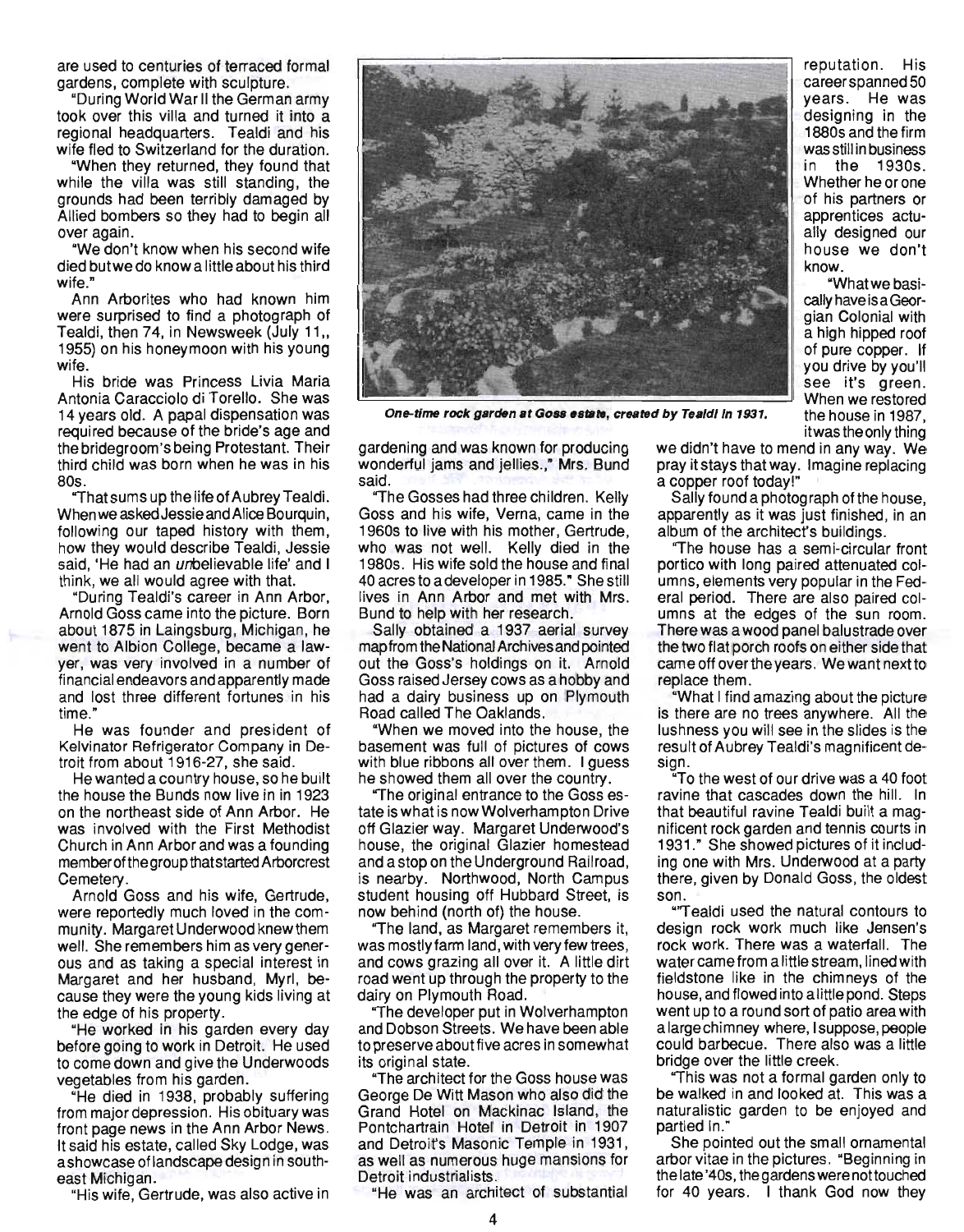are used to centuries of terraced formal gardens, complete with sculpture.

"During World War II the German army took over this villa and turned it into a regional headquarters. Tealdi and his wife fled to Switzerland for the duration.

"When they returned, they found that while the villa was still standing, the grounds had been terribly damaged by Allied bombers so they had to begin all over again.

"We don't know when his second wife died but we do know a little about his third wife."

Ann Arborites who had known him were surprised to find a photograph of Tealdi, then 74, in Newsweek (July 11,, 1955) on his honeymoon with his young wife.

His bride was Princess Livia Maria Antonia Caracciolo di Torello. She was 14 years old. A papal dispensation was required because of the bride's age and the bridegroom's being Protestant. Their third child was born when he was in his 80s.

"That sums up the life of Aubrey Tealdi. When we asked Jessie and Alice Bourquin, following our taped history with them, how they would describe Tealdi, Jessie said, 'He had an *un*believable life' and I think, we all would agree with that.

"During Tealdi's career in Ann Arbor, Arnold Goss came into the picture. Born about 1875 in Laingsburg, Michigan, he went to Albion College, became a lawyer, was very involved in a number of financial endeavors and apparently made and lost three different fortunes in his time."

He was founder and president of Kelvinator Refrigerator Company in Detroit from about 1916-27, she said.

He wanted a country house, so he built the house the Bunds now live in in 1923 on the northeast side of Ann Arbor. He was involved with the First Methodist Church in Ann Arbor and was a founding member of the group that started Arborcrest Cemetery.

Arnold Goss and his wife, Gertrude, were reportedly much loved in the community. Margaret Underwood knew them well. She remembers him as very generous and as taking a special interest in Margaret and her husband, Myrl, because they were the young kids living at the edge of his property.

"He worked in his garden every day before going to work in Detroit. He used to come down and give the Underwoods vegetables from his garden.

"He died in 1938, probably suffering from major depression. His obituary was front page news in the Ann Arbor News. It said his estate, called Sky Lodge, was a showcase of landscape design in southeast Michigan.

"His wife, Gertrude, was also active in gardening and was known for producing wonderful jams and jellies.," Mrs. Bund said.

"The Gosses had three children. Kelly Goss and his wife, Verna, came in the 1960s to live with his mother, Gertrude, who was not well. Kelly died in the 1980s. His wife sold the house and final 40 acres to a developer in 1985." She still lives in Ann Arbor and met with Mrs. Bund to help with her research.

Sally obtained a 1937 aerial survey map from the National Archives and pointed out the Goss's holdings on it. Arnold Goss raised Jersey cows as a hobby and had a dairy business up on Plymouth Road called The Oaklands.

"When we moved into the house, the basement was full of pictures of cows with blue ribbons all over them. I guess he showed them all over the country.

"The original entrance to the Goss estate is what is now Wolverhampton Drive off Glazier way. Margaret Underwood's house, the original Glazier homestead and a stop on the Underground Railroad, is nearby. Northwood, North Campus student housing off Hubbard Street, is now behind (north of) the house.

"The land, as Margaret remembers it, was mostly farm land, with very few trees, and cows grazing all over it. A little dirt road went up through the property to the dairy on Plymouth Road.

"The developer put in Wolverhampton and Dobson Streets. We have been able to preserve about five acres in somewhat its original state.

"The architect for the Goss house was George De Witt Mason who also did the Grand Hotel on Mackinac Island, the Pontchartrain Hotel in Detroit in 1907 and Detroit's Masonic Temple in 1931, as well as numerous huge mansions for Detroit industrialists.

"He was an architect of substantial reputation. His career spanned 50 years. He was designing in the 1880s and the firm was still in business in the 1930s. Whether he or one of his partners or apprentices actually designed our house we don't know.

*One-time rock garden at Goss estate, created by Tealdi in 1931.*

"What we basically have is a Georgian Colonial with a high hipped roof of pure copper. If you drive by you'll see it's green. When we restored the house in 1987, it was the only thing we didn't have to mend in any way. We pray it stays that way. Imagine replacing a copper roof today!"

Sally found a photograph of the house, apparently as it was just finished, in an album of the architect's buildings.

"The house has a semi-circular front portico with long paired attenuated columns, elements very popular in the Federal period. There are also paired columns at the edges of the sun room. There was a wood panel balustrade over the two flat porch roofs on either side that came off over the years. We want next to replace them.

"What I find amazing about the picture is there are no trees anywhere. All the lushness you will see in the slides is the result of Aubrey Tealdi's magnificent design.

"To the west of our drive was a 40 foot ravine that cascades down the hill. In that beautiful ravine Tealdi built a magnificent rock garden and tennis courts in 1931." She showed pictures of it including one with Mrs. Underwood at a party there, given by Donald Goss, the oldest son.

"'Tealdi used the natural contours to design rock work much like Jensen's rock work. There was a waterfall. The water came from a little stream, lined with fieldstone like in the chimneys of the house, and flowed into a little pond. Steps went up to a round sort of patio area with a large chimney where, I suppose, people could barbecue. There also was a little bridge over the little creek.

"This was not a formal garden only to be walked in and looked at. This was a naturalistic garden to be enjoyed and partied in."

She pointed out the small ornamental arbor vitae in the pictures. "Beginning in the late '40s, the gardens were not touched for 40 years. I thank God now they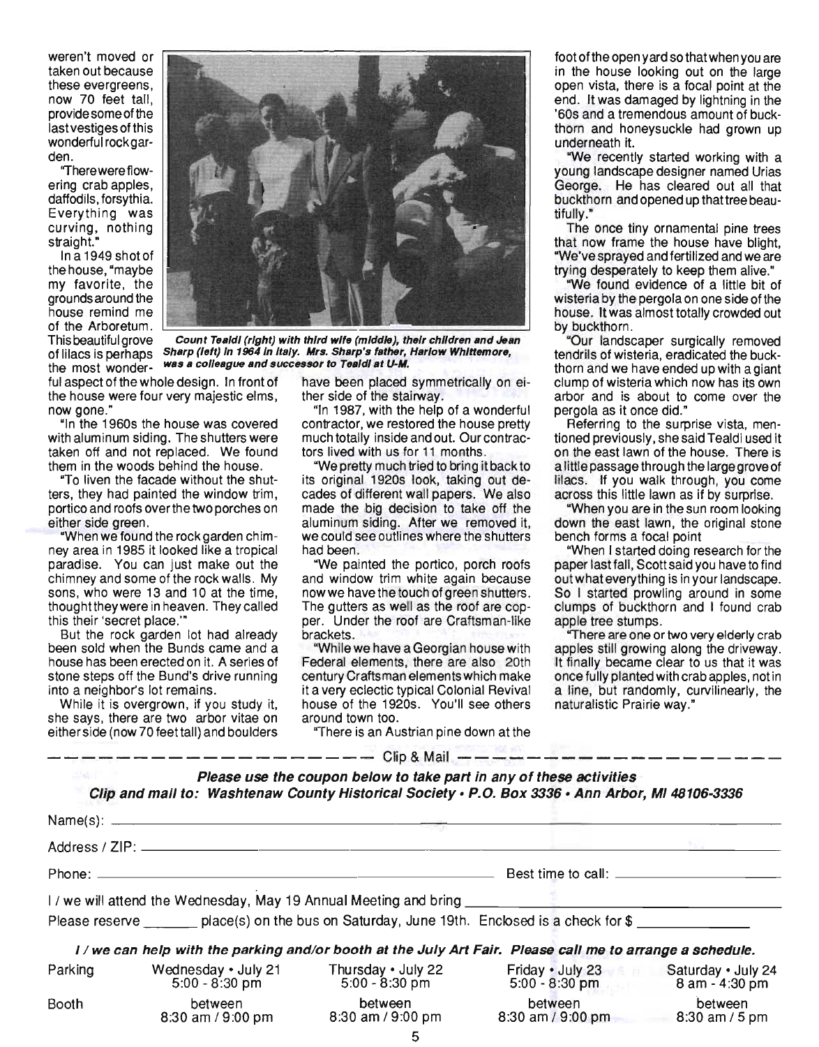weren't moved or taken out because these evergreens, now 70 feet tall, provide some of the last vestiges of this wonderful rock garden.

"There were flowering crab apples, daffodils, forsythia. Everything was curving, nothing straight."

In a 1949 shot of the house, "maybe my favorite, the grounds around the house remind me of the Arboretum. This beautiful grove of lilacs is perhaps the most wonderful aspect of the whole design. In front of the house were four very majestic elms, now gone."

*Count Tealdi (right) with third wife (middle), their children and Jean Sharp (left) in 1964 in Italy. Mrs. Sharp's father, Harlow Whittemore, was a colleague and successor to Tealdi at U-M.*

"In the 1960s the house was covered with aluminum siding. The shutters were taken off and not replaced. We found them in the woods behind the house.

"To liven the facade without the shutters, they had painted the window trim, portico and roofs over the two porches on either side green.

"When we found the rock garden chimney area in 1985 it looked like a tropical paradise. You can just make out the chimney and some of the rock walls. My sons, who were 13 and 10 at the time, thought they were in heaven. They called this their 'secret place.'"

But the rock garden lot had already been sold when the Bunds came and a house has been erected on it. A series of stone steps off the Bund's drive running into a neighbor's lot remains.

While it is overgrown, if you study it, she says, there are two arbor vitae on either side (now 70 feet tall) and boulders have been placed symmetrically on either side of the stairway.

"In 1987, with the help of a wonderful contractor, we restored the house pretty much totally inside and out. Our contractors lived with us for 11 months.

"We pretty much tried to bring it back to its original 1920s look, taking out decades of different wall papers. We also made the big decision to take off the aluminum siding. After we removed it, we could see outlines where the shutters had been.

"We painted the portico, porch roofs and window trim white again because now we have the touch of green shutters. The gutters as well as the roof are copper. Under the roof are Craftsman-like brackets.

"While we have a Georgian house with Federal elements, there are also 20th century Craftsman elements which make it a very eclectic typical Colonial Revival house of the 1920s. You'll see others around town too.

"There is an Austrian pine down at the foot of the open yard so that when you are in the house looking out on the large open vista, there is a focal point at the end. It was damaged by lightning in the '60s and a tremendous amount of buckthorn and honeysuckle had grown up underneath it.

"We recently started working with a young landscape designer named Urias George. He has cleared out all that buckthorn and opened up that tree beautifully."

The once tiny ornamental pine trees that now frame the house have blight, "We've sprayed and fertilized and we are trying desperately to keep them alive."

"We found evidence of a little bit of wisteria by the pergola on one side of the house. It was almost totally crowded out by buckthorn.

"Our landscaper surgically removed tendrils of wisteria, eradicated the buckthorn and we have ended up with a giant clump of wisteria which now has its own arbor and is about to come over the pergola as it once did."

Referring to the surprise vista, mentioned previously, she said Tealdi used it on the east lawn of the house. There is a little passage through the large grove of lilacs. If you walk through, you come across this little lawn as if by surprise.

"When you are in the sun room looking down the east lawn, the original stone bench forms a focal point

"When I started doing research for the paper last fall, Scott said you have to find out what everything is in your landscape. So I started prowling around in some clumps of buckthorn and I found crab apple tree stumps.

"There are one or two very elderly crab apples still growing along the driveway. It finally became clear to us that it was once fully planted with crab apples, not in a line, but randomly, curvilinearly, the naturalistic Prairie way."

---

Clip & Mail

---

***Please use the coupon below to take part in any of these activities***

***Clip and mail to: Washtenaw County Historical Society • P.O. Box 3336 • Ann Arbor, MI 48106-3336***

Name(s): ______________________________

Address / ZIP: ______________________________

Phone: ______________________________ Best time to call: ______________

I / we will attend the Wednesday, May 19 Annual Meeting and bring ______________________________

Please reserve _______ place(s) on the bus on Saturday, June 19th. Enclosed is a check for $ ______________

***I / we can help with the parking and/or booth at the July Art Fair. Please call me to arrange a schedule.***

| | | | | |
|---|---|---|---|---|
| Parking | Wednesday • July 21 5:00 - 8:30 pm | Thursday • July 22 5:00 - 8:30 pm | Friday • July 23 5:00 - 8:30 pm | Saturday • July 24 8 am - 4:30 pm |
| Booth | between 8:30 am / 9:00 pm | between 8:30 am / 9:00 pm | between 8:30 am / 9:00 pm | between 8:30 am / 5 pm |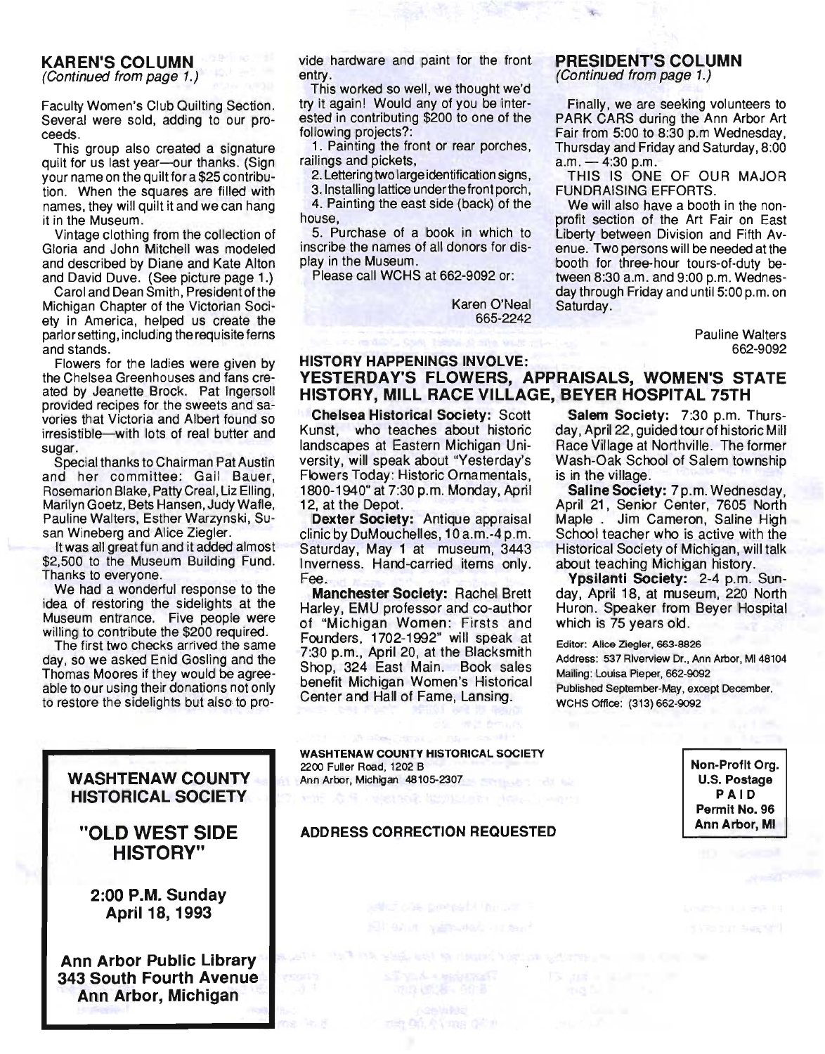## KAREN'S COLUMN

*(Continued from page 1.)*

Faculty Women's Club Quilting Section. Several were sold, adding to our proceeds.

This group also created a signature quilt for us last year—our thanks. (Sign your name on the quilt for a $25 contribution. When the squares are filled with names, they will quilt it and we can hang it in the Museum.

Vintage clothing from the collection of Gloria and John Mitchell was modeled and described by Diane and Kate Alton and David Duve. (See picture page 1.)

Carol and Dean Smith, President of the Michigan Chapter of the Victorian Society in America, helped us create the parlor setting, including the requisite ferns and stands.

Flowers for the ladies were given by the Chelsea Greenhouses and fans created by Jeanette Brock. Pat Ingersoll provided recipes for the sweets and savories that Victoria and Albert found so irresistible—with lots of real butter and sugar.

Special thanks to Chairman Pat Austin and her committee: Gail Bauer, Rosemarion Blake, Patty Creal, Liz Elling, Marilyn Goetz, Bets Hansen, Judy Wafle, Pauline Walters, Esther Warzynski, Susan Wineberg and Alice Ziegler.

It was all great fun and it added almost $2,500 to the Museum Building Fund. Thanks to everyone.

We had a wonderful response to the idea of restoring the sidelights at the Museum entrance. Five people were willing to contribute the $200 required.

The first two checks arrived the same day, so we asked Enid Gosling and the Thomas Moores if they would be agreeable to our using their donations not only to restore the sidelights but also to provide hardware and paint for the front entry.

This worked so well, we thought we'd try it again! Would any of you be interested in contributing $200 to one of the following projects?:

1. Painting the front or rear porches, railings and pickets,
2. Lettering two large identification signs,
3. Installing lattice under the front porch,
4. Painting the east side (back) of the house,
5. Purchase of a book in which to inscribe the names of all donors for display in the Museum.

Please call WCHS at 662-9092 or:

Karen O'Neal
665-2242

## PRESIDENT'S COLUMN

*(Continued from page 1.)*

Finally, we are seeking volunteers to PARK CARS during the Ann Arbor Art Fair from 5:00 to 8:30 p.m Wednesday, Thursday and Friday and Saturday, 8:00 a.m. — 4:30 p.m.

THIS IS ONE OF OUR MAJOR FUNDRAISING EFFORTS.

We will also have a booth in the non-profit section of the Art Fair on East Liberty between Division and Fifth Avenue. Two persons will be needed at the booth for three-hour tours-of-duty between 8:30 a.m. and 9:00 p.m. Wednesday through Friday and until 5:00 p.m. on Saturday.

Pauline Walters
662-9092

## HISTORY HAPPENINGS INVOLVE: YESTERDAY'S FLOWERS, APPRAISALS, WOMEN'S STATE HISTORY, MILL RACE VILLAGE, BEYER HOSPITAL 75TH

**Chelsea Historical Society:** Scott Kunst, who teaches about historic landscapes at Eastern Michigan University, will speak about "Yesterday's Flowers Today: Historic Ornamentals, 1800-1940" at 7:30 p.m. Monday, April 12, at the Depot.

**Dexter Society:** Antique appraisal clinic by DuMouchelles, 10 a.m.-4 p.m. Saturday, May 1 at museum, 3443 Inverness. Hand-carried items only. Fee.

**Manchester Society:** Rachel Brett Harley, EMU professor and co-author of "Michigan Women: Firsts and Founders, 1702-1992" will speak at 7:30 p.m., April 20, at the Blacksmith Shop, 324 East Main. Book sales benefit Michigan Women's Historical Center and Hall of Fame, Lansing.

**Salem Society:** 7:30 p.m. Thursday, April 22, guided tour of historic Mill Race Village at Northville. The former Wash-Oak School of Salem township is in the village.

**Saline Society:** 7 p.m. Wednesday, April 21, Senior Center, 7605 North Maple . Jim Cameron, Saline High School teacher who is active with the Historical Society of Michigan, will talk about teaching Michigan history.

**Ypsilanti Society:** 2-4 p.m. Sunday, April 18, at museum, 220 North Huron. Speaker from Beyer Hospital which is 75 years old.

Editor: Alice Ziegler, 663-8826
Address: 537 Riverview Dr., Ann Arbor, MI 48104
Mailing: Louisa Pieper, 662-9092
Published September-May, except December.
WCHS Office: (313) 662-9092

**WASHTENAW COUNTY HISTORICAL SOCIETY**

**"OLD WEST SIDE HISTORY"**

**2:00 P.M. Sunday
April 18, 1993**

**Ann Arbor Public Library
343 South Fourth Avenue
Ann Arbor, Michigan**

**WASHTENAW COUNTY HISTORICAL SOCIETY**
2200 Fuller Road, 1202 B
Ann Arbor, Michigan 48105-2307

**ADDRESS CORRECTION REQUESTED**

Non-Profit Org.
U.S. Postage
PAID
Permit No. 96
Ann Arbor, MI